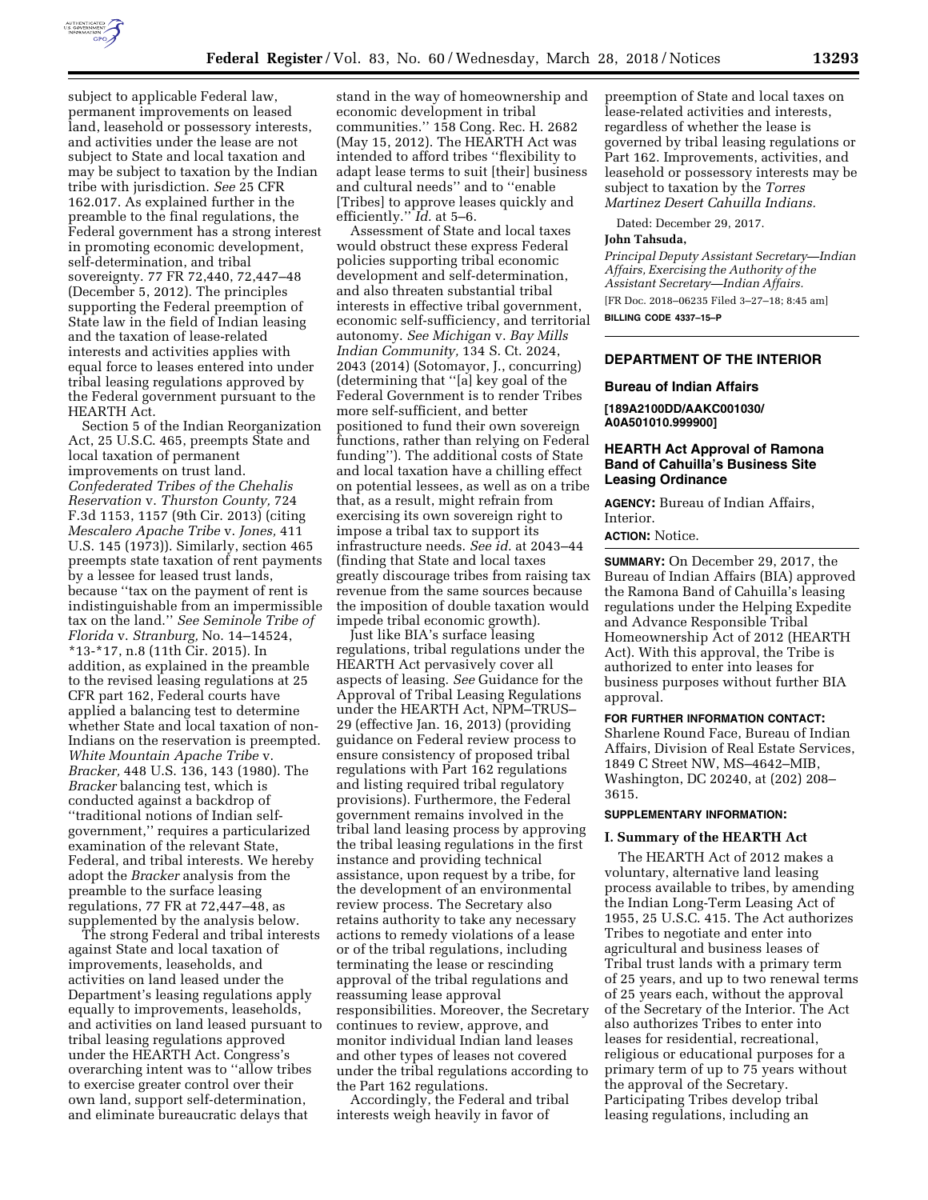subject to applicable Federal law, permanent improvements on leased land, leasehold or possessory interests, and activities under the lease are not subject to State and local taxation and may be subject to taxation by the Indian tribe with jurisdiction. *See* 25 CFR 162.017. As explained further in the preamble to the final regulations, the Federal government has a strong interest in promoting economic development, self-determination, and tribal sovereignty. 77 FR 72,440, 72,447–48 (December 5, 2012). The principles supporting the Federal preemption of State law in the field of Indian leasing and the taxation of lease-related interests and activities applies with equal force to leases entered into under tribal leasing regulations approved by the Federal government pursuant to the HEARTH Act.

Section 5 of the Indian Reorganization Act, 25 U.S.C. 465, preempts State and local taxation of permanent improvements on trust land. *Confederated Tribes of the Chehalis Reservation* v. *Thurston County,* 724 F.3d 1153, 1157 (9th Cir. 2013) (citing *Mescalero Apache Tribe* v. *Jones,* 411 U.S. 145 (1973)). Similarly, section 465 preempts state taxation of rent payments by a lessee for leased trust lands, because ''tax on the payment of rent is indistinguishable from an impermissible tax on the land.'' *See Seminole Tribe of Florida* v. *Stranburg,* No. 14–14524, *13-*17, n.8 (11th Cir. 2015). In addition, as explained in the preamble to the revised leasing regulations at 25 CFR part 162, Federal courts have applied a balancing test to determine whether State and local taxation of non-Indians on the reservation is preempted. *White Mountain Apache Tribe* v. *Bracker,* 448 U.S. 136, 143 (1980). The *Bracker* balancing test, which is conducted against a backdrop of ''traditional notions of Indian self-government,'' requires a particularized examination of the relevant State, Federal, and tribal interests. We hereby adopt the *Bracker* analysis from the preamble to the surface leasing regulations, 77 FR at 72,447–48, as supplemented by the analysis below.

The strong Federal and tribal interests against State and local taxation of improvements, leaseholds, and activities on land leased under the Department's leasing regulations apply equally to improvements, leaseholds, and activities on land leased pursuant to tribal leasing regulations approved under the HEARTH Act. Congress's overarching intent was to ''allow tribes to exercise greater control over their own land, support self-determination, and eliminate bureaucratic delays that stand in the way of homeownership and economic development in tribal communities.'' 158 Cong. Rec. H. 2682 (May 15, 2012). The HEARTH Act was intended to afford tribes ''flexibility to adapt lease terms to suit [their] business and cultural needs'' and to ''enable [Tribes] to approve leases quickly and efficiently.'' *Id.* at 5–6.

Assessment of State and local taxes would obstruct these express Federal policies supporting tribal economic development and self-determination, and also threaten substantial tribal interests in effective tribal government, economic self-sufficiency, and territorial autonomy. *See Michigan* v. *Bay Mills Indian Community,* 134 S. Ct. 2024, 2043 (2014) (Sotomayor, J., concurring) (determining that ''[a] key goal of the Federal Government is to render Tribes more self-sufficient, and better positioned to fund their own sovereign functions, rather than relying on Federal funding''). The additional costs of State and local taxation have a chilling effect on potential lessees, as well as on a tribe that, as a result, might refrain from exercising its own sovereign right to impose a tribal tax to support its infrastructure needs. *See id.* at 2043–44 (finding that State and local taxes greatly discourage tribes from raising tax revenue from the same sources because the imposition of double taxation would impede tribal economic growth).

Just like BIA's surface leasing regulations, tribal regulations under the HEARTH Act pervasively cover all aspects of leasing. *See* Guidance for the Approval of Tribal Leasing Regulations under the HEARTH Act, NPM–TRUS–29 (effective Jan. 16, 2013) (providing guidance on Federal review process to ensure consistency of proposed tribal regulations with Part 162 regulations and listing required tribal regulatory provisions). Furthermore, the Federal government remains involved in the tribal land leasing process by approving the tribal leasing regulations in the first instance and providing technical assistance, upon request by a tribe, for the development of an environmental review process. The Secretary also retains authority to take any necessary actions to remedy violations of a lease or of the tribal regulations, including terminating the lease or rescinding approval of the tribal regulations and reassuming lease approval responsibilities. Moreover, the Secretary continues to review, approve, and monitor individual Indian land leases and other types of leases not covered under the tribal regulations according to the Part 162 regulations.

Accordingly, the Federal and tribal interests weigh heavily in favor of preemption of State and local taxes on lease-related activities and interests, regardless of whether the lease is governed by tribal leasing regulations or Part 162. Improvements, activities, and leasehold or possessory interests may be subject to taxation by the *Torres Martinez Desert Cahuilla Indians.*

Dated: December 29, 2017.

**John Tahsuda,**

*Principal Deputy Assistant Secretary—Indian Affairs, Exercising the Authority of the Assistant Secretary—Indian Affairs.*

[FR Doc. 2018–06235 Filed 3–27–18; 8:45 am]

**BILLING CODE 4337–15–P**

---

## DEPARTMENT OF THE INTERIOR

### Bureau of Indian Affairs

**[189A2100DD/AAKC001030/ A0A501010.999900]**

### HEARTH Act Approval of Ramona Band of Cahuilla's Business Site Leasing Ordinance

**AGENCY:** Bureau of Indian Affairs, Interior.

**ACTION:** Notice.

**SUMMARY:** On December 29, 2017, the Bureau of Indian Affairs (BIA) approved the Ramona Band of Cahuilla's leasing regulations under the Helping Expedite and Advance Responsible Tribal Homeownership Act of 2012 (HEARTH Act). With this approval, the Tribe is authorized to enter into leases for business purposes without further BIA approval.

**FOR FURTHER INFORMATION CONTACT:** Sharlene Round Face, Bureau of Indian Affairs, Division of Real Estate Services, 1849 C Street NW, MS–4642–MIB, Washington, DC 20240, at (202) 208–3615.

**SUPPLEMENTARY INFORMATION:**

#### I. Summary of the HEARTH Act

The HEARTH Act of 2012 makes a voluntary, alternative land leasing process available to tribes, by amending the Indian Long-Term Leasing Act of 1955, 25 U.S.C. 415. The Act authorizes Tribes to negotiate and enter into agricultural and business leases of Tribal trust lands with a primary term of 25 years, and up to two renewal terms of 25 years each, without the approval of the Secretary of the Interior. The Act also authorizes Tribes to enter into leases for residential, recreational, religious or educational purposes for a primary term of up to 75 years without the approval of the Secretary. Participating Tribes develop tribal leasing regulations, including an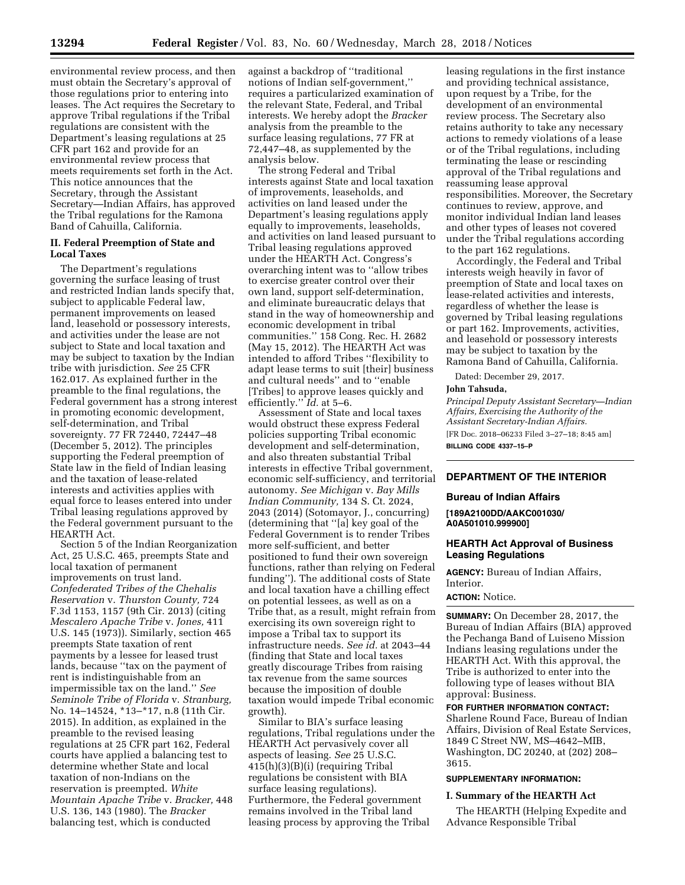environmental review process, and then must obtain the Secretary's approval of those regulations prior to entering into leases. The Act requires the Secretary to approve Tribal regulations if the Tribal regulations are consistent with the Department's leasing regulations at 25 CFR part 162 and provide for an environmental review process that meets requirements set forth in the Act. This notice announces that the Secretary, through the Assistant Secretary—Indian Affairs, has approved the Tribal regulations for the Ramona Band of Cahuilla, California.

## II. Federal Preemption of State and Local Taxes

The Department's regulations governing the surface leasing of trust and restricted Indian lands specify that, subject to applicable Federal law, permanent improvements on leased land, leasehold or possessory interests, and activities under the lease are not subject to State and local taxation and may be subject to taxation by the Indian tribe with jurisdiction. *See* 25 CFR 162.017. As explained further in the preamble to the final regulations, the Federal government has a strong interest in promoting economic development, self-determination, and Tribal sovereignty. 77 FR 72440, 72447–48 (December 5, 2012). The principles supporting the Federal preemption of State law in the field of Indian leasing and the taxation of lease-related interests and activities applies with equal force to leases entered into under Tribal leasing regulations approved by the Federal government pursuant to the HEARTH Act.

Section 5 of the Indian Reorganization Act, 25 U.S.C. 465, preempts State and local taxation of permanent improvements on trust land. *Confederated Tribes of the Chehalis Reservation* v. *Thurston County,* 724 F.3d 1153, 1157 (9th Cir. 2013) (citing *Mescalero Apache Tribe* v. *Jones,* 411 U.S. 145 (1973)). Similarly, section 465 preempts State taxation of rent payments by a lessee for leased trust lands, because ''tax on the payment of rent is indistinguishable from an impermissible tax on the land.'' *See Seminole Tribe of Florida* v. *Stranburg,* No. 14–14524, *13–*17, n.8 (11th Cir. 2015). In addition, as explained in the preamble to the revised leasing regulations at 25 CFR part 162, Federal courts have applied a balancing test to determine whether State and local taxation of non-Indians on the reservation is preempted. *White Mountain Apache Tribe* v. *Bracker,* 448 U.S. 136, 143 (1980). The *Bracker* balancing test, which is conducted against a backdrop of ''traditional notions of Indian self-government,'' requires a particularized examination of the relevant State, Federal, and Tribal interests. We hereby adopt the *Bracker* analysis from the preamble to the surface leasing regulations, 77 FR at 72,447–48, as supplemented by the analysis below.

The strong Federal and Tribal interests against State and local taxation of improvements, leaseholds, and activities on land leased under the Department's leasing regulations apply equally to improvements, leaseholds, and activities on land leased pursuant to Tribal leasing regulations approved under the HEARTH Act. Congress's overarching intent was to ''allow tribes to exercise greater control over their own land, support self-determination, and eliminate bureaucratic delays that stand in the way of homeownership and economic development in tribal communities.'' 158 Cong. Rec. H. 2682 (May 15, 2012). The HEARTH Act was intended to afford Tribes ''flexibility to adapt lease terms to suit [their] business and cultural needs'' and to ''enable [Tribes] to approve leases quickly and efficiently.'' *Id.* at 5–6.

Assessment of State and local taxes would obstruct these express Federal policies supporting Tribal economic development and self-determination, and also threaten substantial Tribal interests in effective Tribal government, economic self-sufficiency, and territorial autonomy. *See Michigan* v. *Bay Mills Indian Community,* 134 S. Ct. 2024, 2043 (2014) (Sotomayor, J., concurring) (determining that ''[a] key goal of the Federal Government is to render Tribes more self-sufficient, and better positioned to fund their own sovereign functions, rather than relying on Federal funding''). The additional costs of State and local taxation have a chilling effect on potential lessees, as well as on a Tribe that, as a result, might refrain from exercising its own sovereign right to impose a Tribal tax to support its infrastructure needs. *See id.* at 2043–44 (finding that State and local taxes greatly discourage Tribes from raising tax revenue from the same sources because the imposition of double taxation would impede Tribal economic growth).

Similar to BIA's surface leasing regulations, Tribal regulations under the HEARTH Act pervasively cover all aspects of leasing. *See* 25 U.S.C. 415(h)(3)(B)(i) (requiring Tribal regulations be consistent with BIA surface leasing regulations). Furthermore, the Federal government remains involved in the Tribal land leasing process by approving the Tribal leasing regulations in the first instance and providing technical assistance, upon request by a Tribe, for the development of an environmental review process. The Secretary also retains authority to take any necessary actions to remedy violations of a lease or of the Tribal regulations, including terminating the lease or rescinding approval of the Tribal regulations and reassuming lease approval responsibilities. Moreover, the Secretary continues to review, approve, and monitor individual Indian land leases and other types of leases not covered under the Tribal regulations according to the part 162 regulations.

Accordingly, the Federal and Tribal interests weigh heavily in favor of preemption of State and local taxes on lease-related activities and interests, regardless of whether the lease is governed by Tribal leasing regulations or part 162. Improvements, activities, and leasehold or possessory interests may be subject to taxation by the Ramona Band of Cahuilla, California.

Dated: December 29, 2017.

**John Tahsuda,**

*Principal Deputy Assistant Secretary—Indian Affairs, Exercising the Authority of the Assistant Secretary-Indian Affairs.*

[FR Doc. 2018–06233 Filed 3–27–18; 8:45 am]

**BILLING CODE 4337–15–P**

---

# DEPARTMENT OF THE INTERIOR

## Bureau of Indian Affairs

**[189A2100DD/AAKC001030/A0A501010.999900]**

## HEARTH Act Approval of Business Leasing Regulations

**AGENCY:** Bureau of Indian Affairs, Interior.

**ACTION:** Notice.

**SUMMARY:** On December 28, 2017, the Bureau of Indian Affairs (BIA) approved the Pechanga Band of Luiseno Mission Indians leasing regulations under the HEARTH Act. With this approval, the Tribe is authorized to enter into the following type of leases without BIA approval: Business.

**FOR FURTHER INFORMATION CONTACT:** Sharlene Round Face, Bureau of Indian Affairs, Division of Real Estate Services, 1849 C Street NW, MS–4642–MIB, Washington, DC 20240, at (202) 208–3615.

**SUPPLEMENTARY INFORMATION:**

## I. Summary of the HEARTH Act

The HEARTH (Helping Expedite and Advance Responsible Tribal